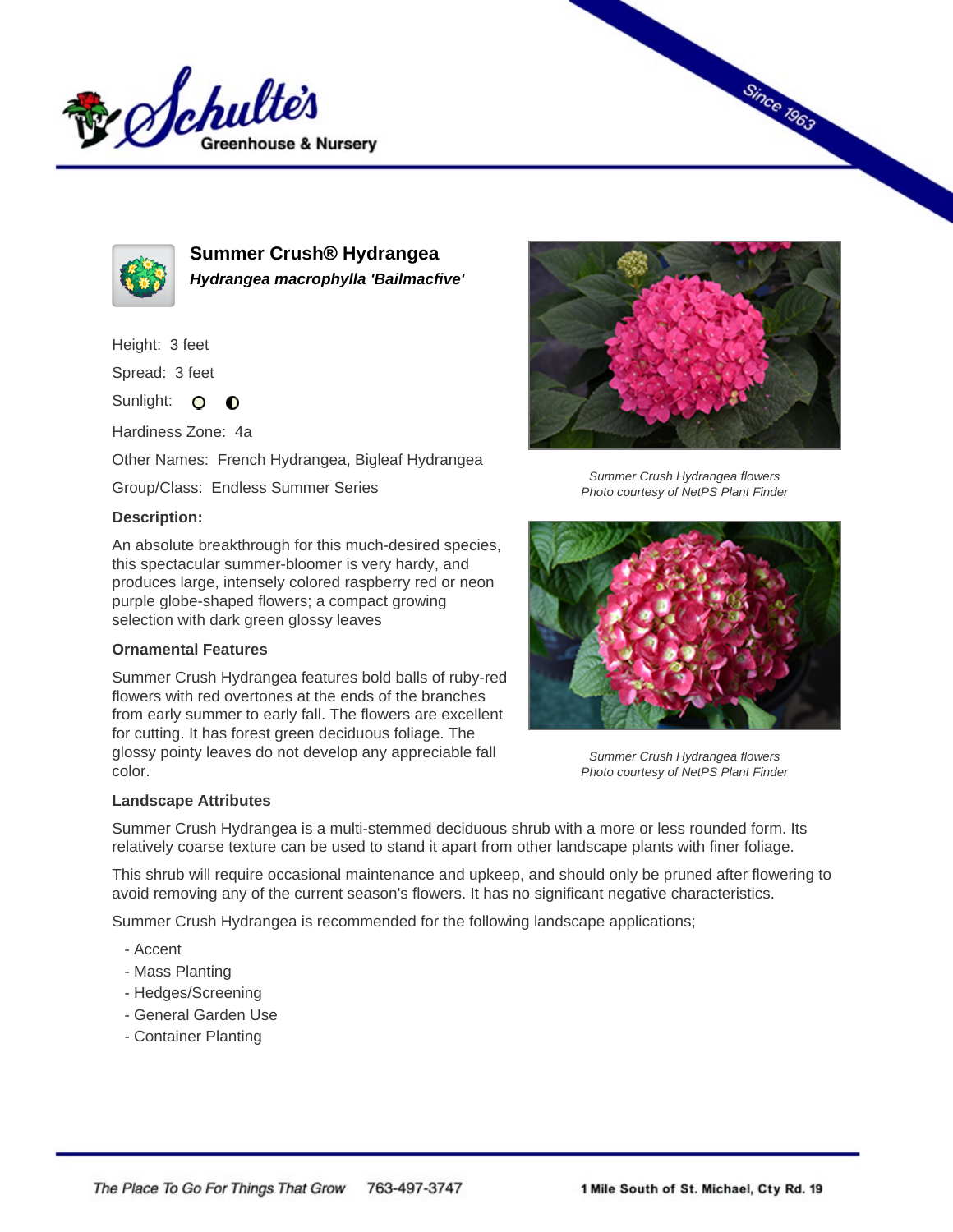Schulte's Greenhouse & Nursery

Since 1963

## Summer Crush® Hydrangea

***Hydrangea macrophylla 'Bailmacfive'***

Height: 3 feet

Spread: 3 feet

Sunlight: ○ ◐

Hardiness Zone: 4a

Other Names: French Hydrangea, Bigleaf Hydrangea

Group/Class: Endless Summer Series

**Description:**

An absolute breakthrough for this much-desired species, this spectacular summer-bloomer is very hardy, and produces large, intensely colored raspberry red or neon purple globe-shaped flowers; a compact growing selection with dark green glossy leaves

*Summer Crush Hydrangea flowers*
*Photo courtesy of NetPS Plant Finder*

*Summer Crush Hydrangea flowers*
*Photo courtesy of NetPS Plant Finder*

### Ornamental Features

Summer Crush Hydrangea features bold balls of ruby-red flowers with red overtones at the ends of the branches from early summer to early fall. The flowers are excellent for cutting. It has forest green deciduous foliage. The glossy pointy leaves do not develop any appreciable fall color.

### Landscape Attributes

Summer Crush Hydrangea is a multi-stemmed deciduous shrub with a more or less rounded form. Its relatively coarse texture can be used to stand it apart from other landscape plants with finer foliage.

This shrub will require occasional maintenance and upkeep, and should only be pruned after flowering to avoid removing any of the current season's flowers. It has no significant negative characteristics.

Summer Crush Hydrangea is recommended for the following landscape applications;

- Accent
- Mass Planting
- Hedges/Screening
- General Garden Use
- Container Planting

*The Place To Go For Things That Grow* 763-497-3747 **1 Mile South of St. Michael, Cty Rd. 19**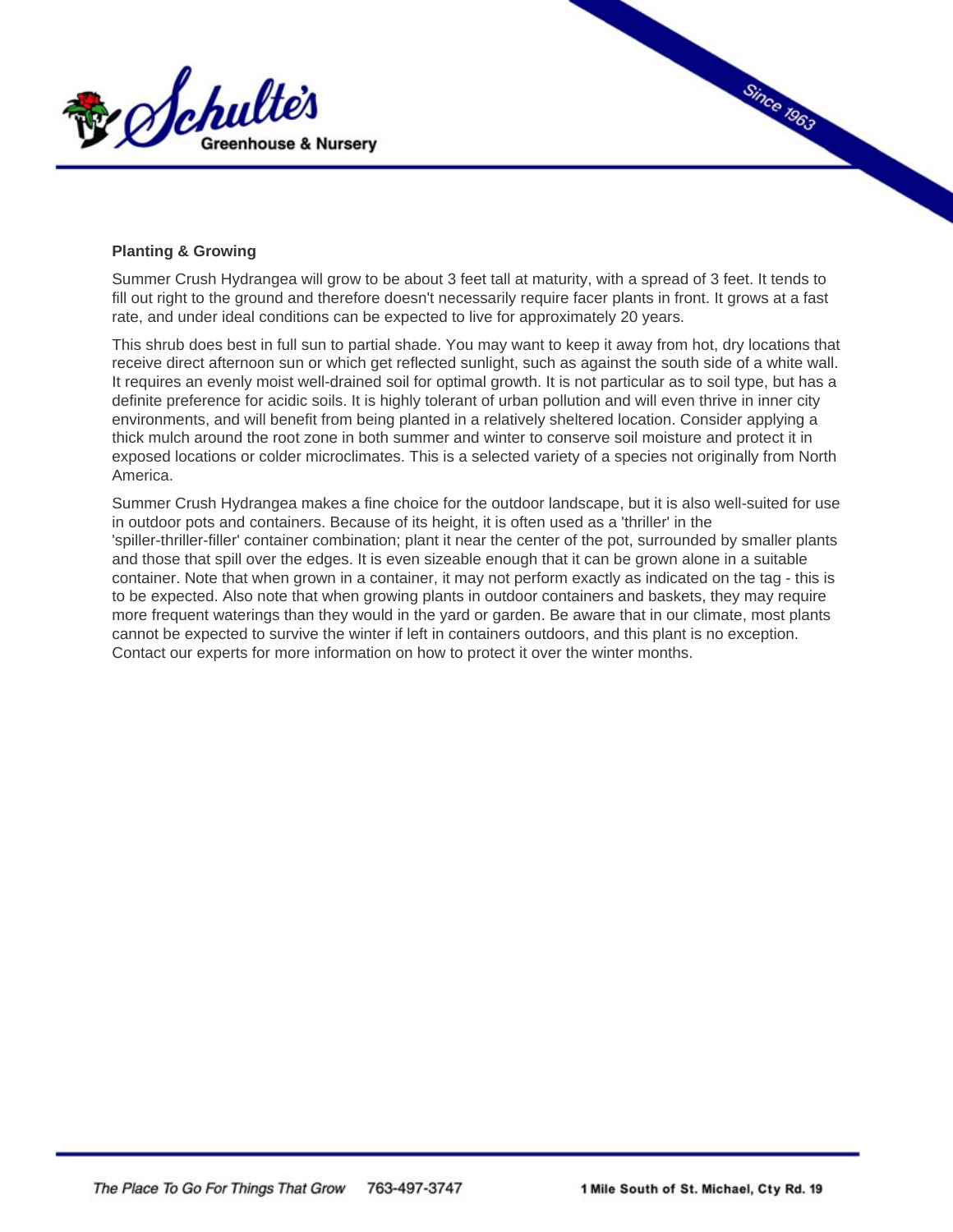### Planting & Growing

Summer Crush Hydrangea will grow to be about 3 feet tall at maturity, with a spread of 3 feet. It tends to fill out right to the ground and therefore doesn't necessarily require facer plants in front. It grows at a fast rate, and under ideal conditions can be expected to live for approximately 20 years.

This shrub does best in full sun to partial shade. You may want to keep it away from hot, dry locations that receive direct afternoon sun or which get reflected sunlight, such as against the south side of a white wall. It requires an evenly moist well-drained soil for optimal growth. It is not particular as to soil type, but has a definite preference for acidic soils. It is highly tolerant of urban pollution and will even thrive in inner city environments, and will benefit from being planted in a relatively sheltered location. Consider applying a thick mulch around the root zone in both summer and winter to conserve soil moisture and protect it in exposed locations or colder microclimates. This is a selected variety of a species not originally from North America.

Summer Crush Hydrangea makes a fine choice for the outdoor landscape, but it is also well-suited for use in outdoor pots and containers. Because of its height, it is often used as a 'thriller' in the 'spiller-thriller-filler' container combination; plant it near the center of the pot, surrounded by smaller plants and those that spill over the edges. It is even sizeable enough that it can be grown alone in a suitable container. Note that when grown in a container, it may not perform exactly as indicated on the tag - this is to be expected. Also note that when growing plants in outdoor containers and baskets, they may require more frequent waterings than they would in the yard or garden. Be aware that in our climate, most plants cannot be expected to survive the winter if left in containers outdoors, and this plant is no exception. Contact our experts for more information on how to protect it over the winter months.